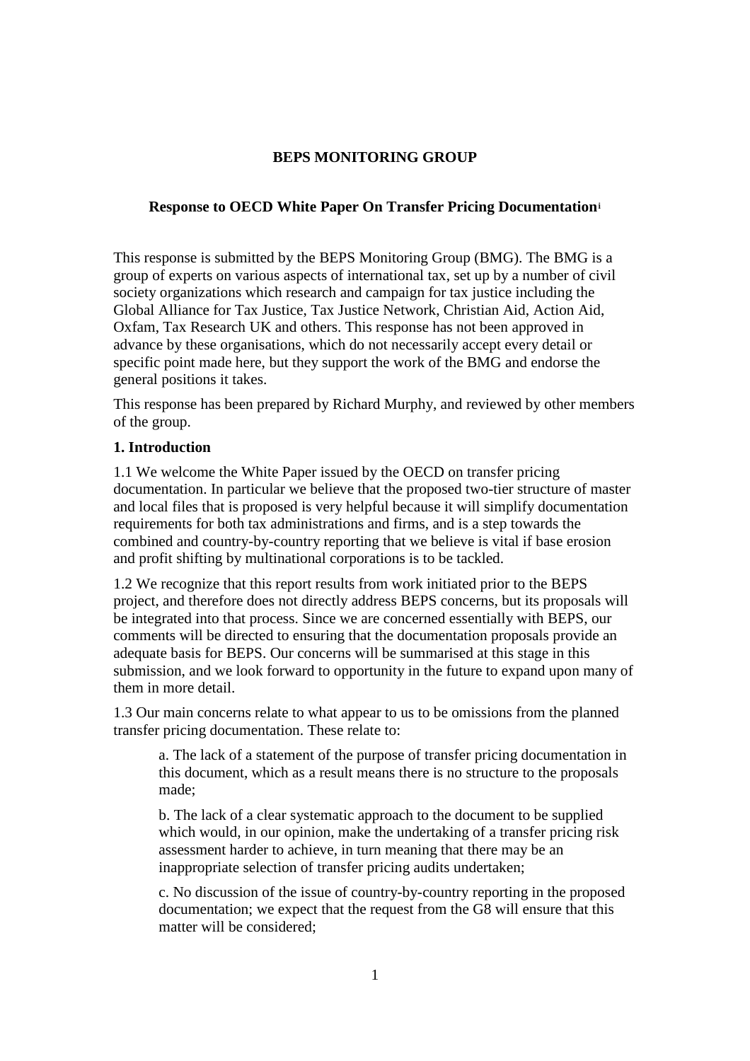# BEPS MONITORING GROUP

## Response to OECD White Paper On Transfer Pricing Documentation[i]

This response is submitted by the BEPS Monitoring Group (BMG). The BMG is a group of experts on various aspects of international tax, set up by a number of civil society organizations which research and campaign for tax justice including the Global Alliance for Tax Justice, Tax Justice Network, Christian Aid, Action Aid, Oxfam, Tax Research UK and others. This response has not been approved in advance by these organisations, which do not necessarily accept every detail or specific point made here, but they support the work of the BMG and endorse the general positions it takes.

This response has been prepared by Richard Murphy, and reviewed by other members of the group.

### 1. Introduction

1.1 We welcome the White Paper issued by the OECD on transfer pricing documentation. In particular we believe that the proposed two-tier structure of master and local files that is proposed is very helpful because it will simplify documentation requirements for both tax administrations and firms, and is a step towards the combined and country-by-country reporting that we believe is vital if base erosion and profit shifting by multinational corporations is to be tackled.

1.2 We recognize that this report results from work initiated prior to the BEPS project, and therefore does not directly address BEPS concerns, but its proposals will be integrated into that process. Since we are concerned essentially with BEPS, our comments will be directed to ensuring that the documentation proposals provide an adequate basis for BEPS. Our concerns will be summarised at this stage in this submission, and we look forward to opportunity in the future to expand upon many of them in more detail.

1.3 Our main concerns relate to what appear to us to be omissions from the planned transfer pricing documentation. These relate to:

a. The lack of a statement of the purpose of transfer pricing documentation in this document, which as a result means there is no structure to the proposals made;

b. The lack of a clear systematic approach to the document to be supplied which would, in our opinion, make the undertaking of a transfer pricing risk assessment harder to achieve, in turn meaning that there may be an inappropriate selection of transfer pricing audits undertaken;

c. No discussion of the issue of country-by-country reporting in the proposed documentation; we expect that the request from the G8 will ensure that this matter will be considered;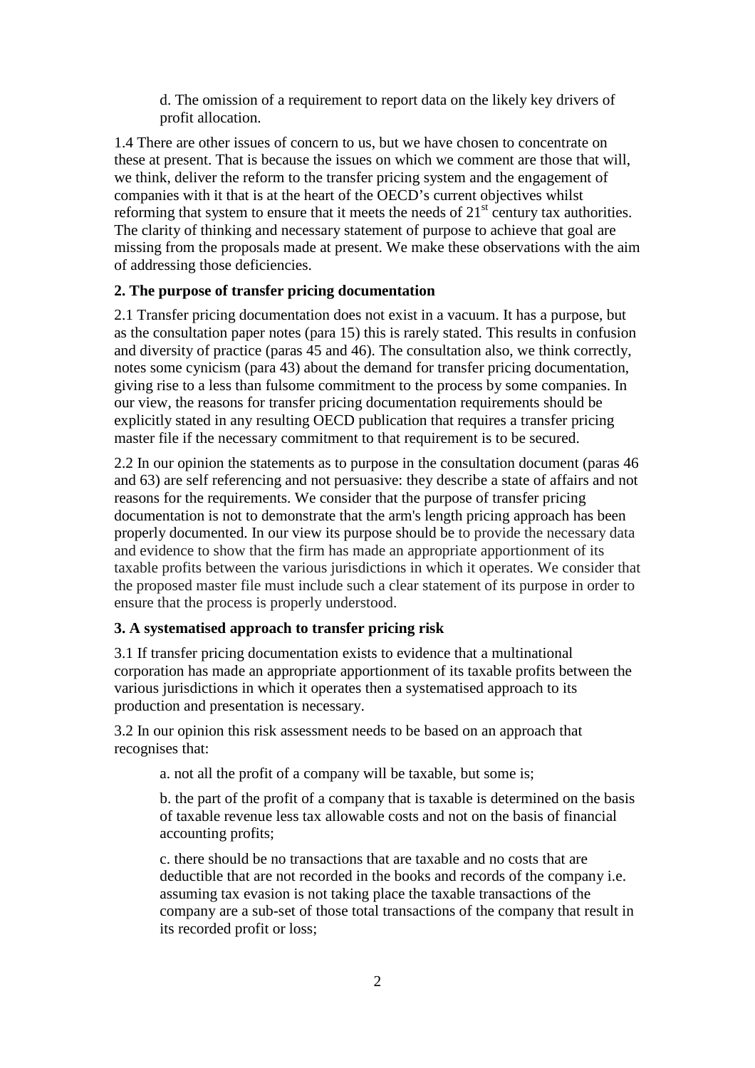d. The omission of a requirement to report data on the likely key drivers of profit allocation.

1.4 There are other issues of concern to us, but we have chosen to concentrate on these at present. That is because the issues on which we comment are those that will, we think, deliver the reform to the transfer pricing system and the engagement of companies with it that is at the heart of the OECD's current objectives whilst reforming that system to ensure that it meets the needs of 21st century tax authorities. The clarity of thinking and necessary statement of purpose to achieve that goal are missing from the proposals made at present. We make these observations with the aim of addressing those deficiencies.

**2. The purpose of transfer pricing documentation**

2.1 Transfer pricing documentation does not exist in a vacuum. It has a purpose, but as the consultation paper notes (para 15) this is rarely stated. This results in confusion and diversity of practice (paras 45 and 46). The consultation also, we think correctly, notes some cynicism (para 43) about the demand for transfer pricing documentation, giving rise to a less than fulsome commitment to the process by some companies. In our view, the reasons for transfer pricing documentation requirements should be explicitly stated in any resulting OECD publication that requires a transfer pricing master file if the necessary commitment to that requirement is to be secured.

2.2 In our opinion the statements as to purpose in the consultation document (paras 46 and 63) are self referencing and not persuasive: they describe a state of affairs and not reasons for the requirements. We consider that the purpose of transfer pricing documentation is not to demonstrate that the arm's length pricing approach has been properly documented. In our view its purpose should be to provide the necessary data and evidence to show that the firm has made an appropriate apportionment of its taxable profits between the various jurisdictions in which it operates. We consider that the proposed master file must include such a clear statement of its purpose in order to ensure that the process is properly understood.

**3. A systematised approach to transfer pricing risk**

3.1 If transfer pricing documentation exists to evidence that a multinational corporation has made an appropriate apportionment of its taxable profits between the various jurisdictions in which it operates then a systematised approach to its production and presentation is necessary.

3.2 In our opinion this risk assessment needs to be based on an approach that recognises that:

a. not all the profit of a company will be taxable, but some is;

b. the part of the profit of a company that is taxable is determined on the basis of taxable revenue less tax allowable costs and not on the basis of financial accounting profits;

c. there should be no transactions that are taxable and no costs that are deductible that are not recorded in the books and records of the company i.e. assuming tax evasion is not taking place the taxable transactions of the company are a sub-set of those total transactions of the company that result in its recorded profit or loss;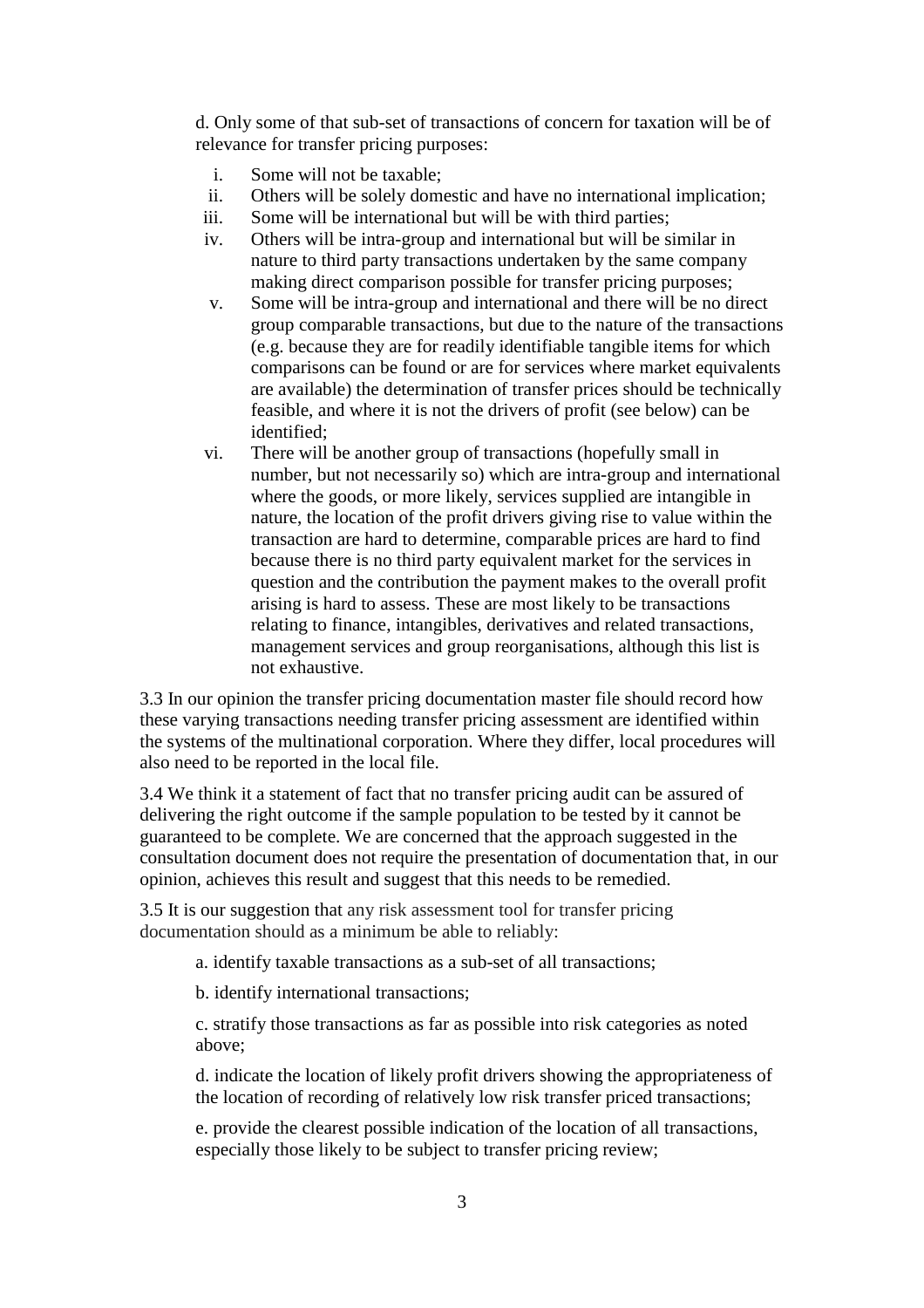d. Only some of that sub-set of transactions of concern for taxation will be of relevance for transfer pricing purposes:

i. Some will not be taxable;

ii. Others will be solely domestic and have no international implication;

iii. Some will be international but will be with third parties;

iv. Others will be intra-group and international but will be similar in nature to third party transactions undertaken by the same company making direct comparison possible for transfer pricing purposes;

v. Some will be intra-group and international and there will be no direct group comparable transactions, but due to the nature of the transactions (e.g. because they are for readily identifiable tangible items for which comparisons can be found or are for services where market equivalents are available) the determination of transfer prices should be technically feasible, and where it is not the drivers of profit (see below) can be identified;

vi. There will be another group of transactions (hopefully small in number, but not necessarily so) which are intra-group and international where the goods, or more likely, services supplied are intangible in nature, the location of the profit drivers giving rise to value within the transaction are hard to determine, comparable prices are hard to find because there is no third party equivalent market for the services in question and the contribution the payment makes to the overall profit arising is hard to assess. These are most likely to be transactions relating to finance, intangibles, derivatives and related transactions, management services and group reorganisations, although this list is not exhaustive.

3.3 In our opinion the transfer pricing documentation master file should record how these varying transactions needing transfer pricing assessment are identified within the systems of the multinational corporation. Where they differ, local procedures will also need to be reported in the local file.

3.4 We think it a statement of fact that no transfer pricing audit can be assured of delivering the right outcome if the sample population to be tested by it cannot be guaranteed to be complete. We are concerned that the approach suggested in the consultation document does not require the presentation of documentation that, in our opinion, achieves this result and suggest that this needs to be remedied.

3.5 It is our suggestion that any risk assessment tool for transfer pricing documentation should as a minimum be able to reliably:

a. identify taxable transactions as a sub-set of all transactions;

b. identify international transactions;

c. stratify those transactions as far as possible into risk categories as noted above;

d. indicate the location of likely profit drivers showing the appropriateness of the location of recording of relatively low risk transfer priced transactions;

e. provide the clearest possible indication of the location of all transactions, especially those likely to be subject to transfer pricing review;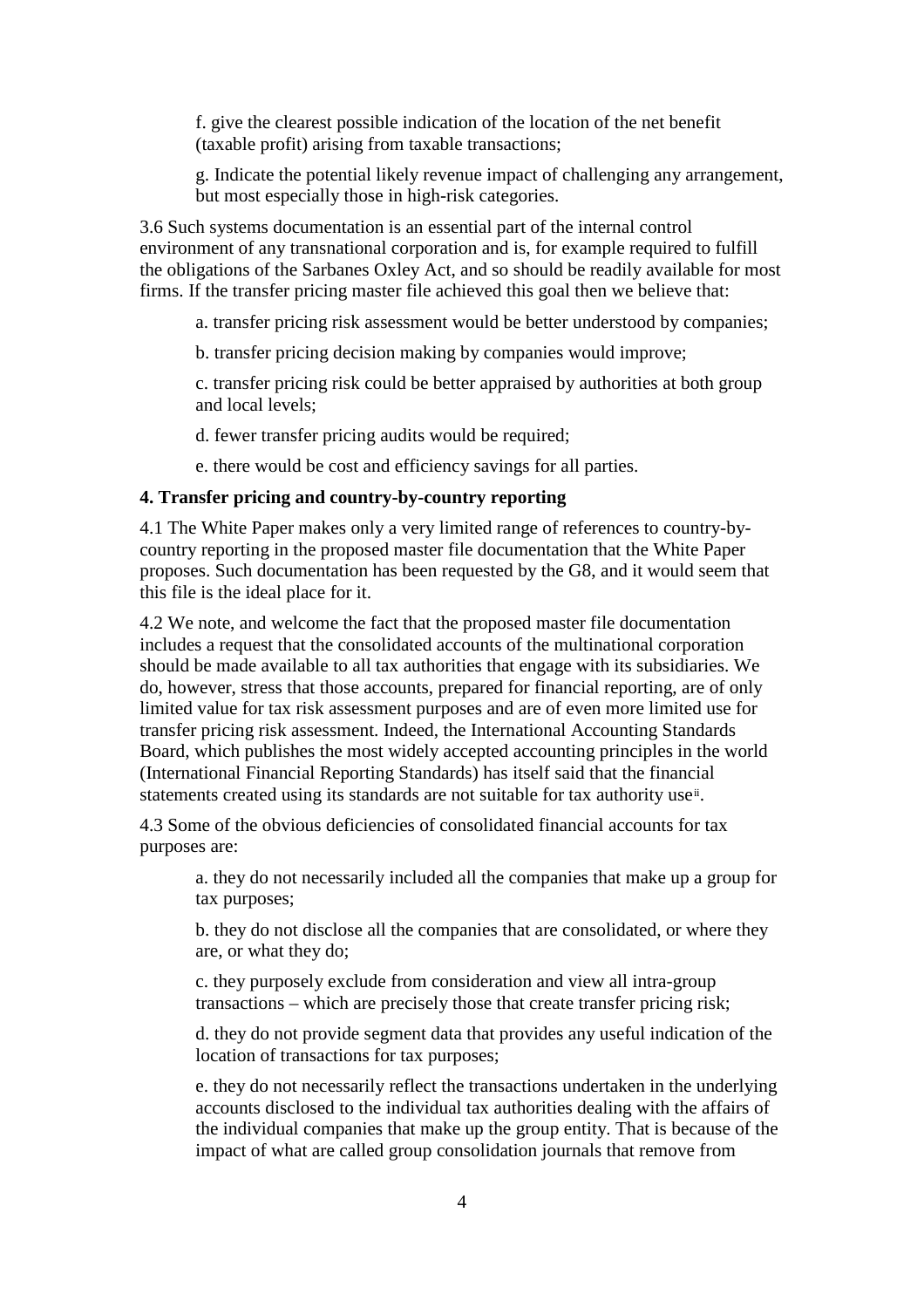f. give the clearest possible indication of the location of the net benefit (taxable profit) arising from taxable transactions;

g. Indicate the potential likely revenue impact of challenging any arrangement, but most especially those in high-risk categories.

3.6 Such systems documentation is an essential part of the internal control environment of any transnational corporation and is, for example required to fulfill the obligations of the Sarbanes Oxley Act, and so should be readily available for most firms. If the transfer pricing master file achieved this goal then we believe that:

a. transfer pricing risk assessment would be better understood by companies;

b. transfer pricing decision making by companies would improve;

c. transfer pricing risk could be better appraised by authorities at both group and local levels;

d. fewer transfer pricing audits would be required;

e. there would be cost and efficiency savings for all parties.

#### 4. Transfer pricing and country-by-country reporting

4.1 The White Paper makes only a very limited range of references to country-by-country reporting in the proposed master file documentation that the White Paper proposes. Such documentation has been requested by the G8, and it would seem that this file is the ideal place for it.

4.2 We note, and welcome the fact that the proposed master file documentation includes a request that the consolidated accounts of the multinational corporation should be made available to all tax authorities that engage with its subsidiaries. We do, however, stress that those accounts, prepared for financial reporting, are of only limited value for tax risk assessment purposes and are of even more limited use for transfer pricing risk assessment. Indeed, the International Accounting Standards Board, which publishes the most widely accepted accounting principles in the world (International Financial Reporting Standards) has itself said that the financial statements created using its standards are not suitable for tax authority use[ii].

4.3 Some of the obvious deficiencies of consolidated financial accounts for tax purposes are:

a. they do not necessarily included all the companies that make up a group for tax purposes;

b. they do not disclose all the companies that are consolidated, or where they are, or what they do;

c. they purposely exclude from consideration and view all intra-group transactions – which are precisely those that create transfer pricing risk;

d. they do not provide segment data that provides any useful indication of the location of transactions for tax purposes;

e. they do not necessarily reflect the transactions undertaken in the underlying accounts disclosed to the individual tax authorities dealing with the affairs of the individual companies that make up the group entity. That is because of the impact of what are called group consolidation journals that remove from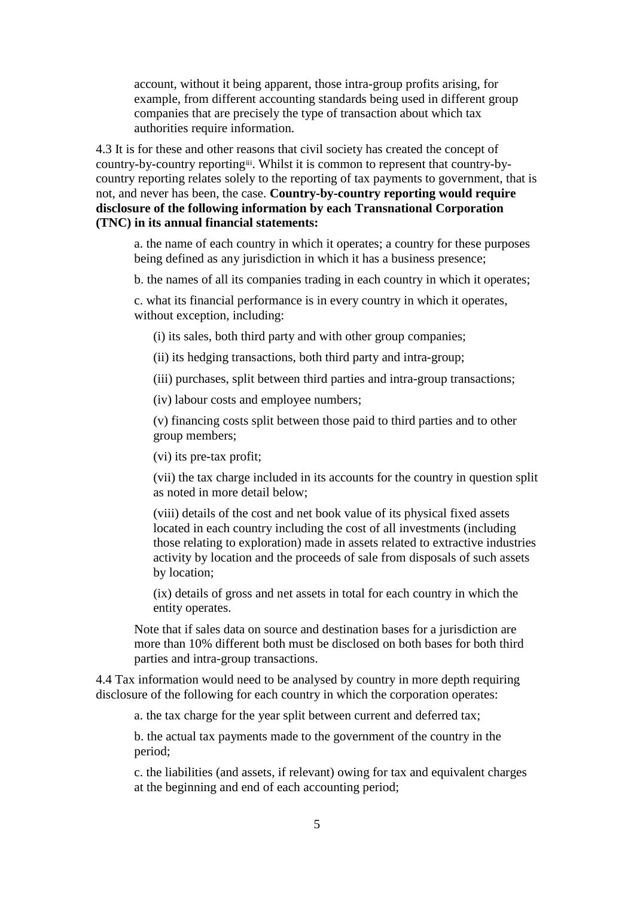account, without it being apparent, those intra-group profits arising, for example, from different accounting standards being used in different group companies that are precisely the type of transaction about which tax authorities require information.

4.3 It is for these and other reasons that civil society has created the concept of country-by-country reporting[iii]. Whilst it is common to represent that country-by-country reporting relates solely to the reporting of tax payments to government, that is not, and never has been, the case. **Country-by-country reporting would require disclosure of the following information by each Transnational Corporation (TNC) in its annual financial statements:**

a. the name of each country in which it operates; a country for these purposes being defined as any jurisdiction in which it has a business presence;

b. the names of all its companies trading in each country in which it operates;

c. what its financial performance is in every country in which it operates, without exception, including:

(i) its sales, both third party and with other group companies;

(ii) its hedging transactions, both third party and intra-group;

(iii) purchases, split between third parties and intra-group transactions;

(iv) labour costs and employee numbers;

(v) financing costs split between those paid to third parties and to other group members;

(vi) its pre-tax profit;

(vii) the tax charge included in its accounts for the country in question split as noted in more detail below;

(viii) details of the cost and net book value of its physical fixed assets located in each country including the cost of all investments (including those relating to exploration) made in assets related to extractive industries activity by location and the proceeds of sale from disposals of such assets by location;

(ix) details of gross and net assets in total for each country in which the entity operates.

Note that if sales data on source and destination bases for a jurisdiction are more than 10% different both must be disclosed on both bases for both third parties and intra-group transactions.

4.4 Tax information would need to be analysed by country in more depth requiring disclosure of the following for each country in which the corporation operates:

a. the tax charge for the year split between current and deferred tax;

b. the actual tax payments made to the government of the country in the period;

c. the liabilities (and assets, if relevant) owing for tax and equivalent charges at the beginning and end of each accounting period;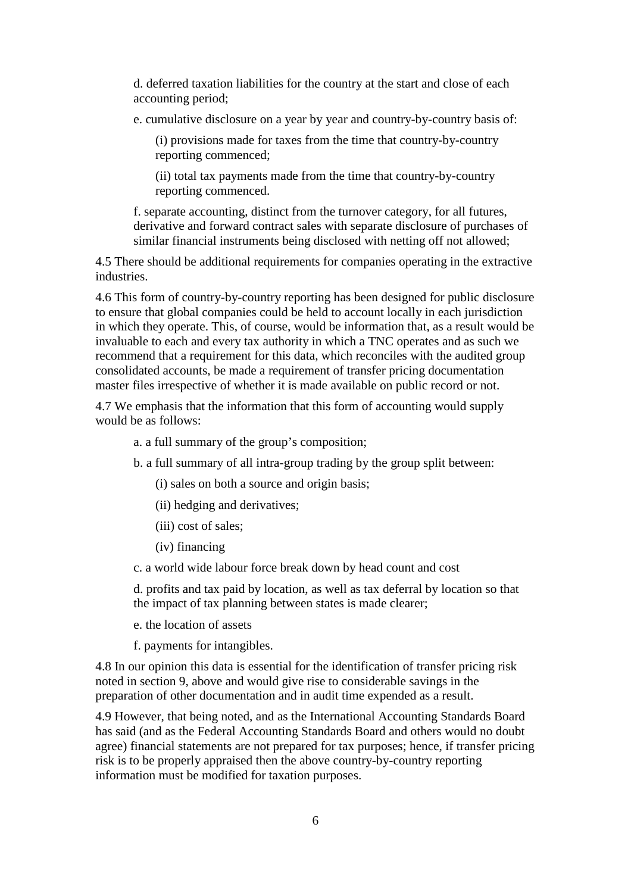d. deferred taxation liabilities for the country at the start and close of each accounting period;

e. cumulative disclosure on a year by year and country-by-country basis of:

(i) provisions made for taxes from the time that country-by-country reporting commenced;

(ii) total tax payments made from the time that country-by-country reporting commenced.

f. separate accounting, distinct from the turnover category, for all futures, derivative and forward contract sales with separate disclosure of purchases of similar financial instruments being disclosed with netting off not allowed;

4.5 There should be additional requirements for companies operating in the extractive industries.

4.6 This form of country-by-country reporting has been designed for public disclosure to ensure that global companies could be held to account locally in each jurisdiction in which they operate. This, of course, would be information that, as a result would be invaluable to each and every tax authority in which a TNC operates and as such we recommend that a requirement for this data, which reconciles with the audited group consolidated accounts, be made a requirement of transfer pricing documentation master files irrespective of whether it is made available on public record or not.

4.7 We emphasis that the information that this form of accounting would supply would be as follows:

a. a full summary of the group's composition;

b. a full summary of all intra-group trading by the group split between:

(i) sales on both a source and origin basis;

(ii) hedging and derivatives;

(iii) cost of sales;

(iv) financing

c. a world wide labour force break down by head count and cost

d. profits and tax paid by location, as well as tax deferral by location so that the impact of tax planning between states is made clearer;

e. the location of assets

f. payments for intangibles.

4.8 In our opinion this data is essential for the identification of transfer pricing risk noted in section 9, above and would give rise to considerable savings in the preparation of other documentation and in audit time expended as a result.

4.9 However, that being noted, and as the International Accounting Standards Board has said (and as the Federal Accounting Standards Board and others would no doubt agree) financial statements are not prepared for tax purposes; hence, if transfer pricing risk is to be properly appraised then the above country-by-country reporting information must be modified for taxation purposes.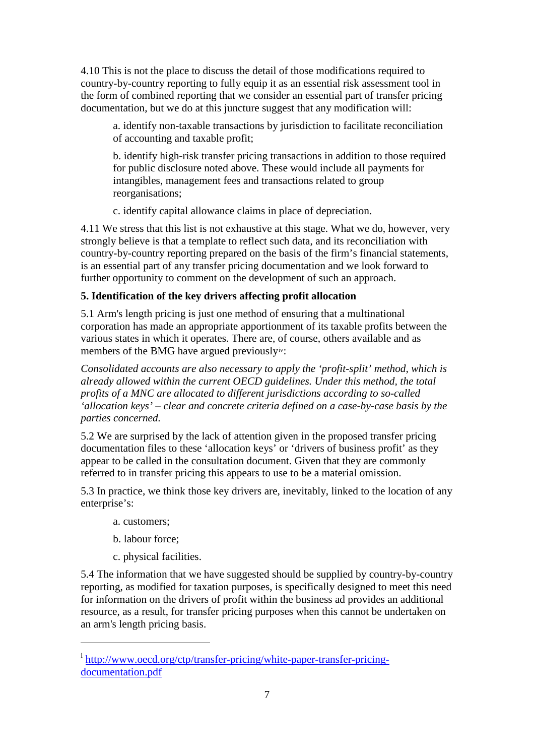4.10 This is not the place to discuss the detail of those modifications required to country-by-country reporting to fully equip it as an essential risk assessment tool in the form of combined reporting that we consider an essential part of transfer pricing documentation, but we do at this juncture suggest that any modification will:

> a. identify non-taxable transactions by jurisdiction to facilitate reconciliation of accounting and taxable profit;
>
> b. identify high-risk transfer pricing transactions in addition to those required for public disclosure noted above. These would include all payments for intangibles, management fees and transactions related to group reorganisations;
>
> c. identify capital allowance claims in place of depreciation.

4.11 We stress that this list is not exhaustive at this stage. What we do, however, very strongly believe is that a template to reflect such data, and its reconciliation with country-by-country reporting prepared on the basis of the firm's financial statements, is an essential part of any transfer pricing documentation and we look forward to further opportunity to comment on the development of such an approach.

**5. Identification of the key drivers affecting profit allocation**

5.1 Arm's length pricing is just one method of ensuring that a multinational corporation has made an appropriate apportionment of its taxable profits between the various states in which it operates. There are, of course, others available and as members of the BMG have argued previously[iv]:

*Consolidated accounts are also necessary to apply the 'profit-split' method, which is already allowed within the current OECD guidelines. Under this method, the total profits of a MNC are allocated to different jurisdictions according to so-called 'allocation keys' – clear and concrete criteria defined on a case-by-case basis by the parties concerned.*

5.2 We are surprised by the lack of attention given in the proposed transfer pricing documentation files to these 'allocation keys' or 'drivers of business profit' as they appear to be called in the consultation document. Given that they are commonly referred to in transfer pricing this appears to use to be a material omission.

5.3 In practice, we think those key drivers are, inevitably, linked to the location of any enterprise's:

> a. customers;
>
> b. labour force;
>
> c. physical facilities.

5.4 The information that we have suggested should be supplied by country-by-country reporting, as modified for taxation purposes, is specifically designed to meet this need for information on the drivers of profit within the business ad provides an additional resource, as a result, for transfer pricing purposes when this cannot be undertaken on an arm's length pricing basis.

---

[i] http://www.oecd.org/ctp/transfer-pricing/white-paper-transfer-pricing-documentation.pdf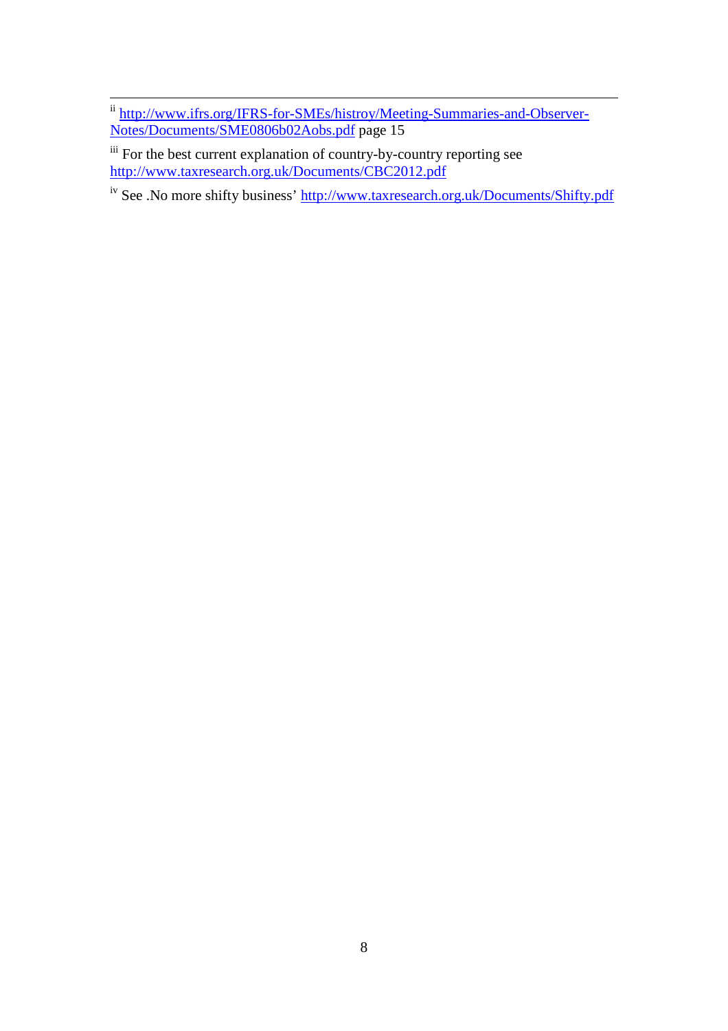[ii] http://www.ifrs.org/IFRS-for-SMEs/histroy/Meeting-Summaries-and-Observer-Notes/Documents/SME0806b02Aobs.pdf page 15

[iii] For the best current explanation of country-by-country reporting see http://www.taxresearch.org.uk/Documents/CBC2012.pdf

[iv] See .No more shifty business' http://www.taxresearch.org.uk/Documents/Shifty.pdf